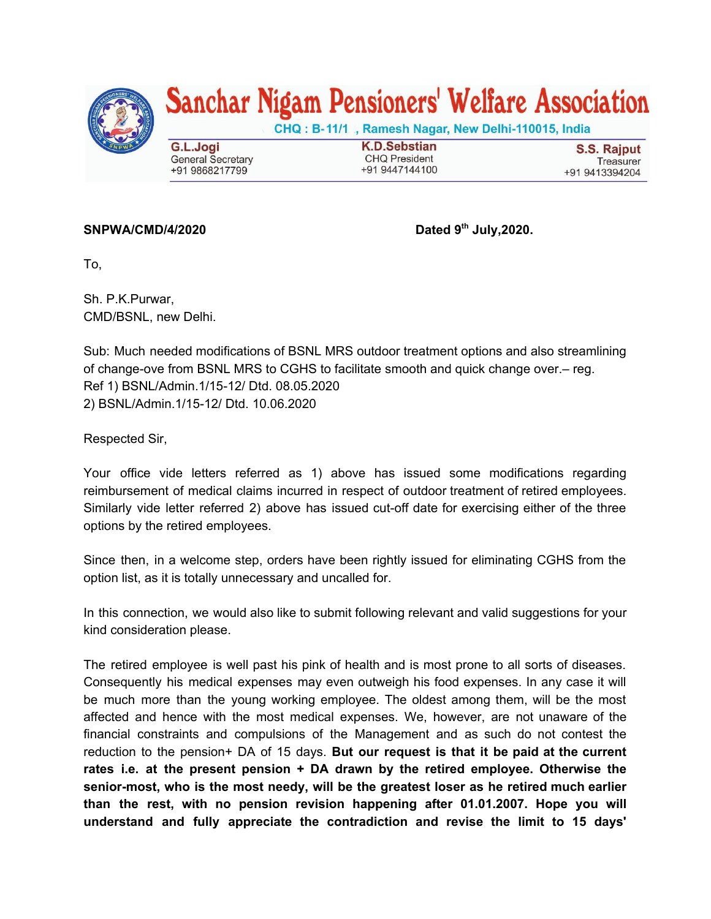# Sanchar Nigam Pensioners' Welfare Association

CHQ : B-11/1 , Ramesh Nagar, New Delhi-110015, India

| G.L.Jogi | K.D.Sebstian | S.S. Rajput |
|---|---|---|
| General Secretary | CHQ President | Treasurer |
| +91 9868217799 | +91 9447144100 | +91 9413394204 |

**SNPWA/CMD/4/2020** **Dated 9th July,2020.**

To,

Sh. P.K.Purwar,
CMD/BSNL, new Delhi.

Sub: Much needed modifications of BSNL MRS outdoor treatment options and also streamlining of change-ove from BSNL MRS to CGHS to facilitate smooth and quick change over.– reg.
Ref 1) BSNL/Admin.1/15-12/ Dtd. 08.05.2020
2) BSNL/Admin.1/15-12/ Dtd. 10.06.2020

Respected Sir,

Your office vide letters referred as 1) above has issued some modifications regarding reimbursement of medical claims incurred in respect of outdoor treatment of retired employees. Similarly vide letter referred 2) above has issued cut-off date for exercising either of the three options by the retired employees.

Since then, in a welcome step, orders have been rightly issued for eliminating CGHS from the option list, as it is totally unnecessary and uncalled for.

In this connection, we would also like to submit following relevant and valid suggestions for your kind consideration please.

The retired employee is well past his pink of health and is most prone to all sorts of diseases. Consequently his medical expenses may even outweigh his food expenses. In any case it will be much more than the young working employee. The oldest among them, will be the most affected and hence with the most medical expenses. We, however, are not unaware of the financial constraints and compulsions of the Management and as such do not contest the reduction to the pension+ DA of 15 days. **But our request is that it be paid at the current rates i.e. at the present pension + DA drawn by the retired employee. Otherwise the senior-most, who is the most needy, will be the greatest loser as he retired much earlier than the rest, with no pension revision happening after 01.01.2007. Hope you will understand and fully appreciate the contradiction and revise the limit to 15 days'**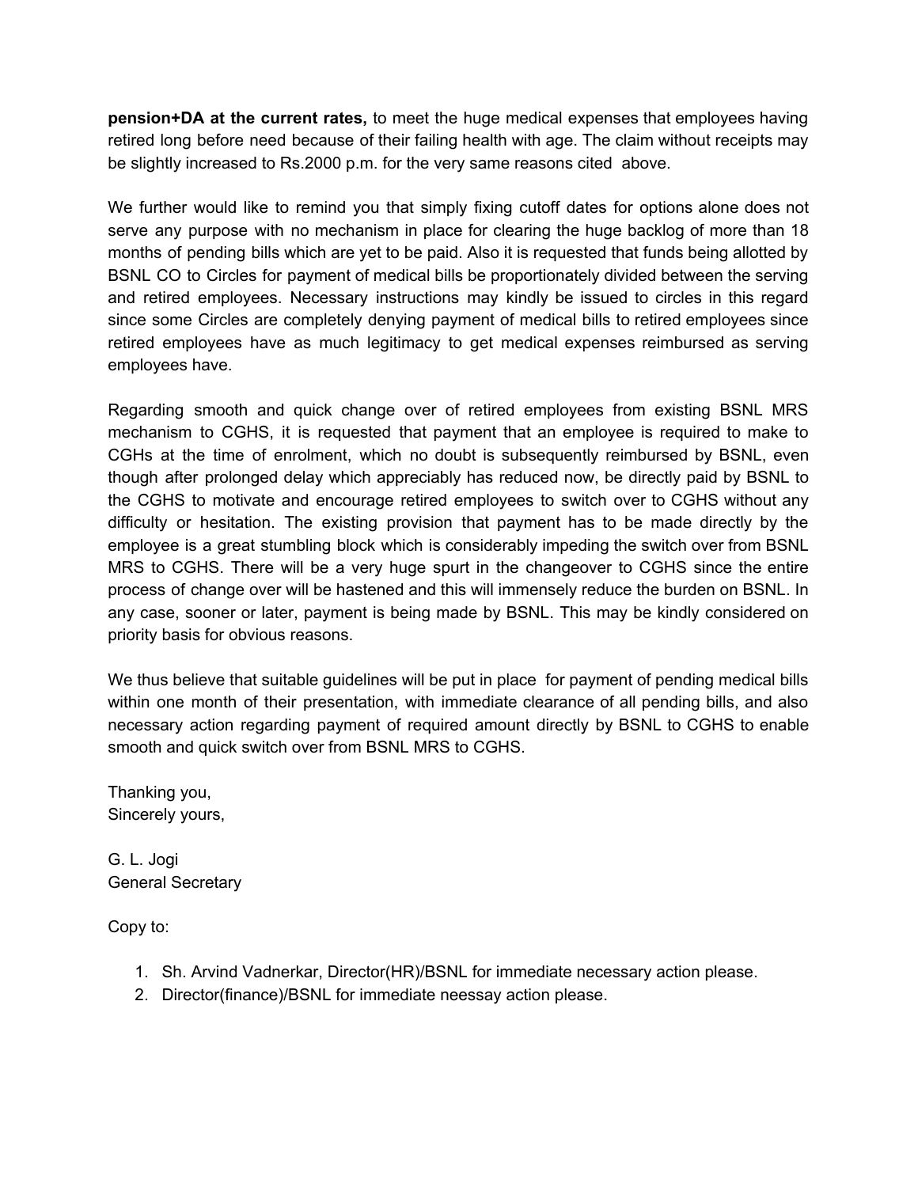**pension+DA at the current rates,** to meet the huge medical expenses that employees having retired long before need because of their failing health with age. The claim without receipts may be slightly increased to Rs.2000 p.m. for the very same reasons cited above.

We further would like to remind you that simply fixing cutoff dates for options alone does not serve any purpose with no mechanism in place for clearing the huge backlog of more than 18 months of pending bills which are yet to be paid. Also it is requested that funds being allotted by BSNL CO to Circles for payment of medical bills be proportionately divided between the serving and retired employees. Necessary instructions may kindly be issued to circles in this regard since some Circles are completely denying payment of medical bills to retired employees since retired employees have as much legitimacy to get medical expenses reimbursed as serving employees have.

Regarding smooth and quick change over of retired employees from existing BSNL MRS mechanism to CGHS, it is requested that payment that an employee is required to make to CGHs at the time of enrolment, which no doubt is subsequently reimbursed by BSNL, even though after prolonged delay which appreciably has reduced now, be directly paid by BSNL to the CGHS to motivate and encourage retired employees to switch over to CGHS without any difficulty or hesitation. The existing provision that payment has to be made directly by the employee is a great stumbling block which is considerably impeding the switch over from BSNL MRS to CGHS. There will be a very huge spurt in the changeover to CGHS since the entire process of change over will be hastened and this will immensely reduce the burden on BSNL. In any case, sooner or later, payment is being made by BSNL. This may be kindly considered on priority basis for obvious reasons.

We thus believe that suitable guidelines will be put in place for payment of pending medical bills within one month of their presentation, with immediate clearance of all pending bills, and also necessary action regarding payment of required amount directly by BSNL to CGHS to enable smooth and quick switch over from BSNL MRS to CGHS.

Thanking you,
Sincerely yours,

G. L. Jogi
General Secretary

Copy to:

1. Sh. Arvind Vadnerkar, Director(HR)/BSNL for immediate necessary action please.
2. Director(finance)/BSNL for immediate neessay action please.